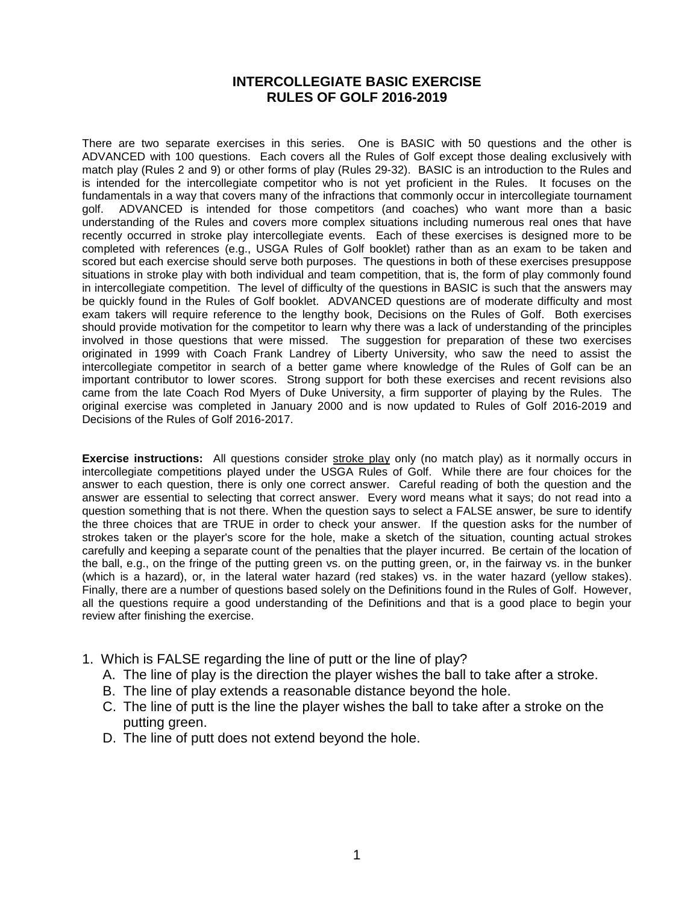# INTERCOLLEGIATE BASIC EXERCISE
# RULES OF GOLF 2016-2019

There are two separate exercises in this series. One is BASIC with 50 questions and the other is ADVANCED with 100 questions. Each covers all the Rules of Golf except those dealing exclusively with match play (Rules 2 and 9) or other forms of play (Rules 29-32). BASIC is an introduction to the Rules and is intended for the intercollegiate competitor who is not yet proficient in the Rules. It focuses on the fundamentals in a way that covers many of the infractions that commonly occur in intercollegiate tournament golf. ADVANCED is intended for those competitors (and coaches) who want more than a basic understanding of the Rules and covers more complex situations including numerous real ones that have recently occurred in stroke play intercollegiate events. Each of these exercises is designed more to be completed with references (e.g., USGA Rules of Golf booklet) rather than as an exam to be taken and scored but each exercise should serve both purposes. The questions in both of these exercises presuppose situations in stroke play with both individual and team competition, that is, the form of play commonly found in intercollegiate competition. The level of difficulty of the questions in BASIC is such that the answers may be quickly found in the Rules of Golf booklet. ADVANCED questions are of moderate difficulty and most exam takers will require reference to the lengthy book, Decisions on the Rules of Golf. Both exercises should provide motivation for the competitor to learn why there was a lack of understanding of the principles involved in those questions that were missed. The suggestion for preparation of these two exercises originated in 1999 with Coach Frank Landrey of Liberty University, who saw the need to assist the intercollegiate competitor in search of a better game where knowledge of the Rules of Golf can be an important contributor to lower scores. Strong support for both these exercises and recent revisions also came from the late Coach Rod Myers of Duke University, a firm supporter of playing by the Rules. The original exercise was completed in January 2000 and is now updated to Rules of Golf 2016-2019 and Decisions of the Rules of Golf 2016-2017.

**Exercise instructions:** All questions consider stroke play only (no match play) as it normally occurs in intercollegiate competitions played under the USGA Rules of Golf. While there are four choices for the answer to each question, there is only one correct answer. Careful reading of both the question and the answer are essential to selecting that correct answer. Every word means what it says; do not read into a question something that is not there. When the question says to select a FALSE answer, be sure to identify the three choices that are TRUE in order to check your answer. If the question asks for the number of strokes taken or the player's score for the hole, make a sketch of the situation, counting actual strokes carefully and keeping a separate count of the penalties that the player incurred. Be certain of the location of the ball, e.g., on the fringe of the putting green vs. on the putting green, or, in the fairway vs. in the bunker (which is a hazard), or, in the lateral water hazard (red stakes) vs. in the water hazard (yellow stakes). Finally, there are a number of questions based solely on the Definitions found in the Rules of Golf. However, all the questions require a good understanding of the Definitions and that is a good place to begin your review after finishing the exercise.

1. Which is FALSE regarding the line of putt or the line of play?
   A. The line of play is the direction the player wishes the ball to take after a stroke.
   B. The line of play extends a reasonable distance beyond the hole.
   C. The line of putt is the line the player wishes the ball to take after a stroke on the putting green.
   D. The line of putt does not extend beyond the hole.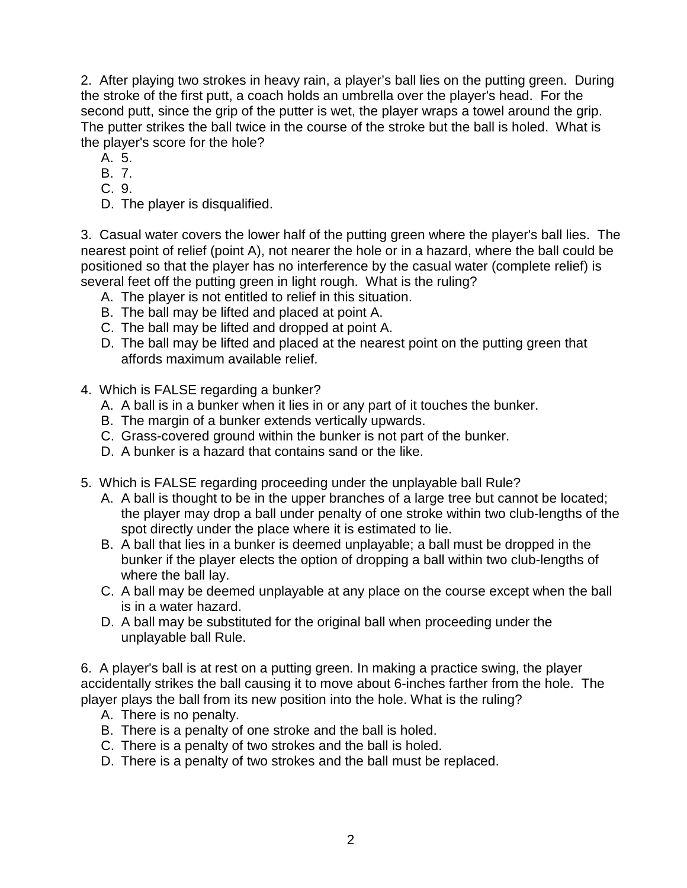2. After playing two strokes in heavy rain, a player's ball lies on the putting green. During the stroke of the first putt, a coach holds an umbrella over the player's head. For the second putt, since the grip of the putter is wet, the player wraps a towel around the grip. The putter strikes the ball twice in the course of the stroke but the ball is holed. What is the player's score for the hole?

   A. 5.
   B. 7.
   C. 9.
   D. The player is disqualified.

3. Casual water covers the lower half of the putting green where the player's ball lies. The nearest point of relief (point A), not nearer the hole or in a hazard, where the ball could be positioned so that the player has no interference by the casual water (complete relief) is several feet off the putting green in light rough. What is the ruling?

   A. The player is not entitled to relief in this situation.
   B. The ball may be lifted and placed at point A.
   C. The ball may be lifted and dropped at point A.
   D. The ball may be lifted and placed at the nearest point on the putting green that affords maximum available relief.

4. Which is FALSE regarding a bunker?

   A. A ball is in a bunker when it lies in or any part of it touches the bunker.
   B. The margin of a bunker extends vertically upwards.
   C. Grass-covered ground within the bunker is not part of the bunker.
   D. A bunker is a hazard that contains sand or the like.

5. Which is FALSE regarding proceeding under the unplayable ball Rule?

   A. A ball is thought to be in the upper branches of a large tree but cannot be located; the player may drop a ball under penalty of one stroke within two club-lengths of the spot directly under the place where it is estimated to lie.
   B. A ball that lies in a bunker is deemed unplayable; a ball must be dropped in the bunker if the player elects the option of dropping a ball within two club-lengths of where the ball lay.
   C. A ball may be deemed unplayable at any place on the course except when the ball is in a water hazard.
   D. A ball may be substituted for the original ball when proceeding under the unplayable ball Rule.

6. A player's ball is at rest on a putting green. In making a practice swing, the player accidentally strikes the ball causing it to move about 6-inches farther from the hole. The player plays the ball from its new position into the hole. What is the ruling?

   A. There is no penalty.
   B. There is a penalty of one stroke and the ball is holed.
   C. There is a penalty of two strokes and the ball is holed.
   D. There is a penalty of two strokes and the ball must be replaced.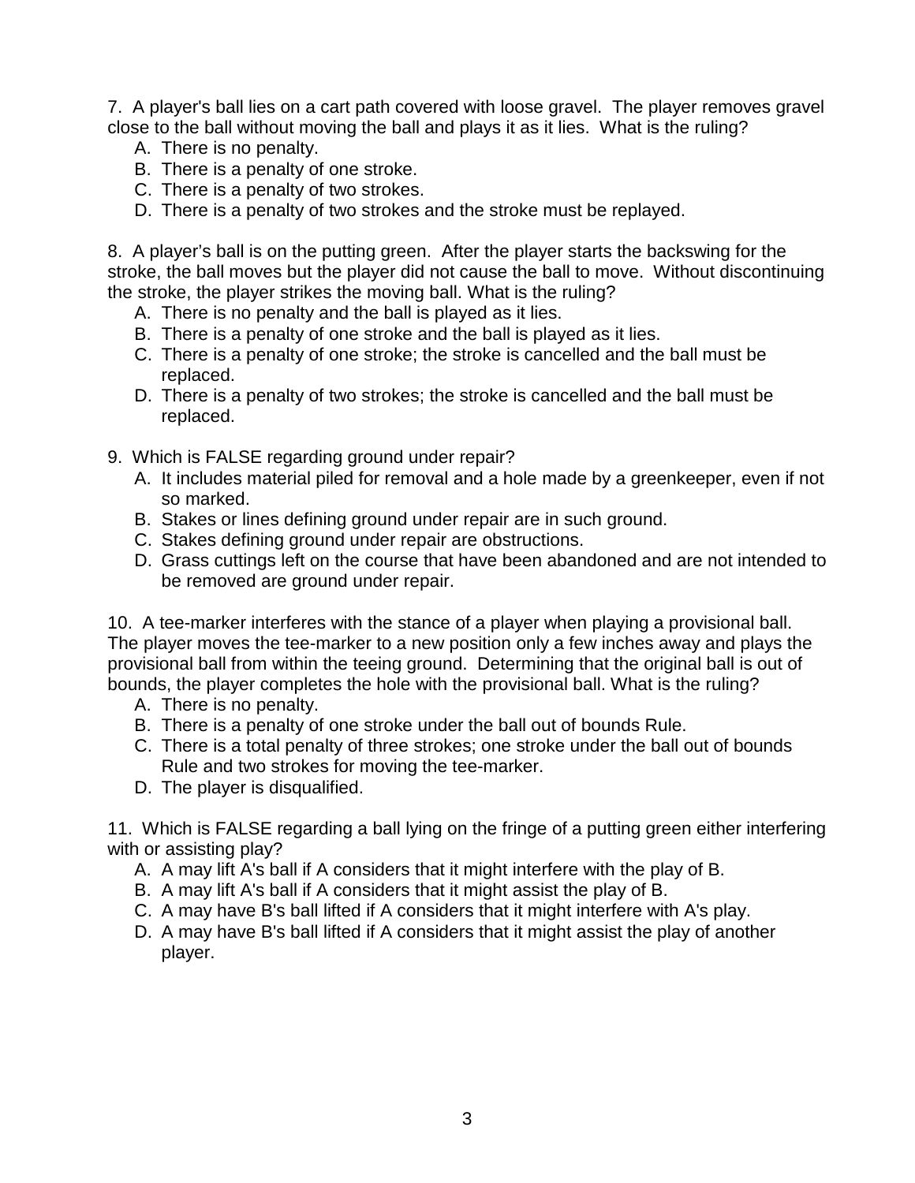7. A player's ball lies on a cart path covered with loose gravel. The player removes gravel close to the ball without moving the ball and plays it as it lies. What is the ruling?

   A. There is no penalty.
   B. There is a penalty of one stroke.
   C. There is a penalty of two strokes.
   D. There is a penalty of two strokes and the stroke must be replayed.

8. A player's ball is on the putting green. After the player starts the backswing for the stroke, the ball moves but the player did not cause the ball to move. Without discontinuing the stroke, the player strikes the moving ball. What is the ruling?

   A. There is no penalty and the ball is played as it lies.
   B. There is a penalty of one stroke and the ball is played as it lies.
   C. There is a penalty of one stroke; the stroke is cancelled and the ball must be replaced.
   D. There is a penalty of two strokes; the stroke is cancelled and the ball must be replaced.

9. Which is FALSE regarding ground under repair?

   A. It includes material piled for removal and a hole made by a greenkeeper, even if not so marked.
   B. Stakes or lines defining ground under repair are in such ground.
   C. Stakes defining ground under repair are obstructions.
   D. Grass cuttings left on the course that have been abandoned and are not intended to be removed are ground under repair.

10. A tee-marker interferes with the stance of a player when playing a provisional ball. The player moves the tee-marker to a new position only a few inches away and plays the provisional ball from within the teeing ground. Determining that the original ball is out of bounds, the player completes the hole with the provisional ball. What is the ruling?

   A. There is no penalty.
   B. There is a penalty of one stroke under the ball out of bounds Rule.
   C. There is a total penalty of three strokes; one stroke under the ball out of bounds Rule and two strokes for moving the tee-marker.
   D. The player is disqualified.

11. Which is FALSE regarding a ball lying on the fringe of a putting green either interfering with or assisting play?

   A. A may lift A's ball if A considers that it might interfere with the play of B.
   B. A may lift A's ball if A considers that it might assist the play of B.
   C. A may have B's ball lifted if A considers that it might interfere with A's play.
   D. A may have B's ball lifted if A considers that it might assist the play of another player.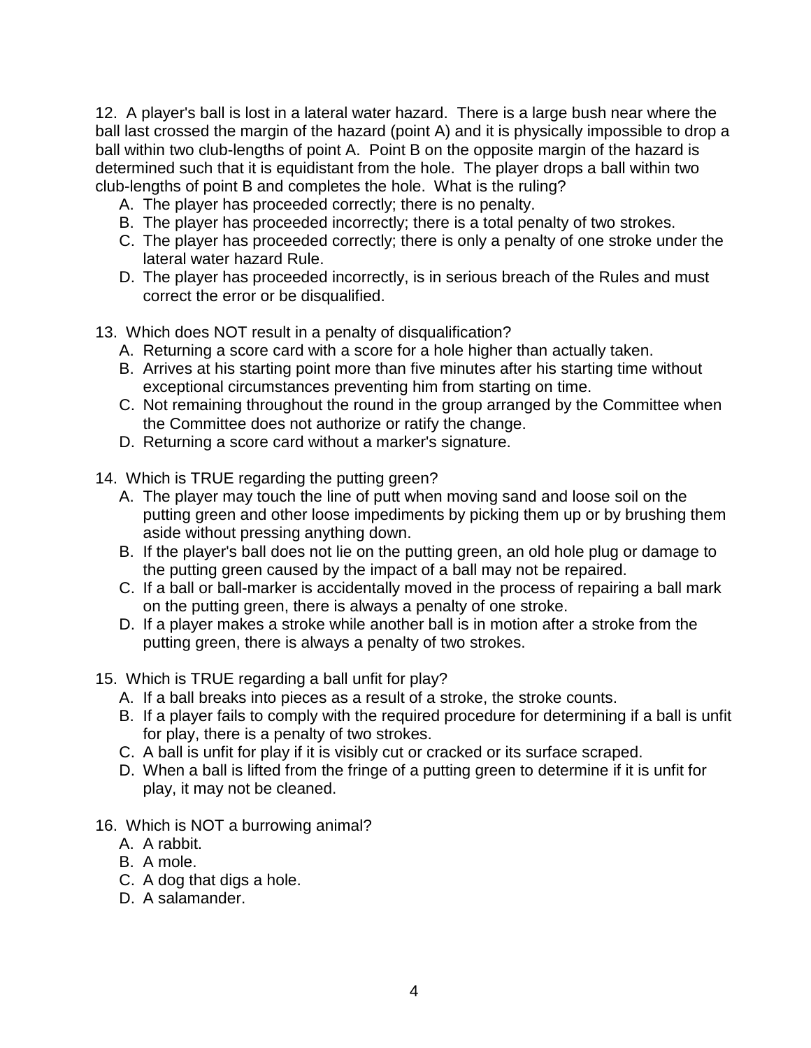12. A player's ball is lost in a lateral water hazard. There is a large bush near where the ball last crossed the margin of the hazard (point A) and it is physically impossible to drop a ball within two club-lengths of point A. Point B on the opposite margin of the hazard is determined such that it is equidistant from the hole. The player drops a ball within two club-lengths of point B and completes the hole. What is the ruling?

   A. The player has proceeded correctly; there is no penalty.
   B. The player has proceeded incorrectly; there is a total penalty of two strokes.
   C. The player has proceeded correctly; there is only a penalty of one stroke under the lateral water hazard Rule.
   D. The player has proceeded incorrectly, is in serious breach of the Rules and must correct the error or be disqualified.

13. Which does NOT result in a penalty of disqualification?

   A. Returning a score card with a score for a hole higher than actually taken.
   B. Arrives at his starting point more than five minutes after his starting time without exceptional circumstances preventing him from starting on time.
   C. Not remaining throughout the round in the group arranged by the Committee when the Committee does not authorize or ratify the change.
   D. Returning a score card without a marker's signature.

14. Which is TRUE regarding the putting green?

   A. The player may touch the line of putt when moving sand and loose soil on the putting green and other loose impediments by picking them up or by brushing them aside without pressing anything down.
   B. If the player's ball does not lie on the putting green, an old hole plug or damage to the putting green caused by the impact of a ball may not be repaired.
   C. If a ball or ball-marker is accidentally moved in the process of repairing a ball mark on the putting green, there is always a penalty of one stroke.
   D. If a player makes a stroke while another ball is in motion after a stroke from the putting green, there is always a penalty of two strokes.

15. Which is TRUE regarding a ball unfit for play?

   A. If a ball breaks into pieces as a result of a stroke, the stroke counts.
   B. If a player fails to comply with the required procedure for determining if a ball is unfit for play, there is a penalty of two strokes.
   C. A ball is unfit for play if it is visibly cut or cracked or its surface scraped.
   D. When a ball is lifted from the fringe of a putting green to determine if it is unfit for play, it may not be cleaned.

16. Which is NOT a burrowing animal?

   A. A rabbit.
   B. A mole.
   C. A dog that digs a hole.
   D. A salamander.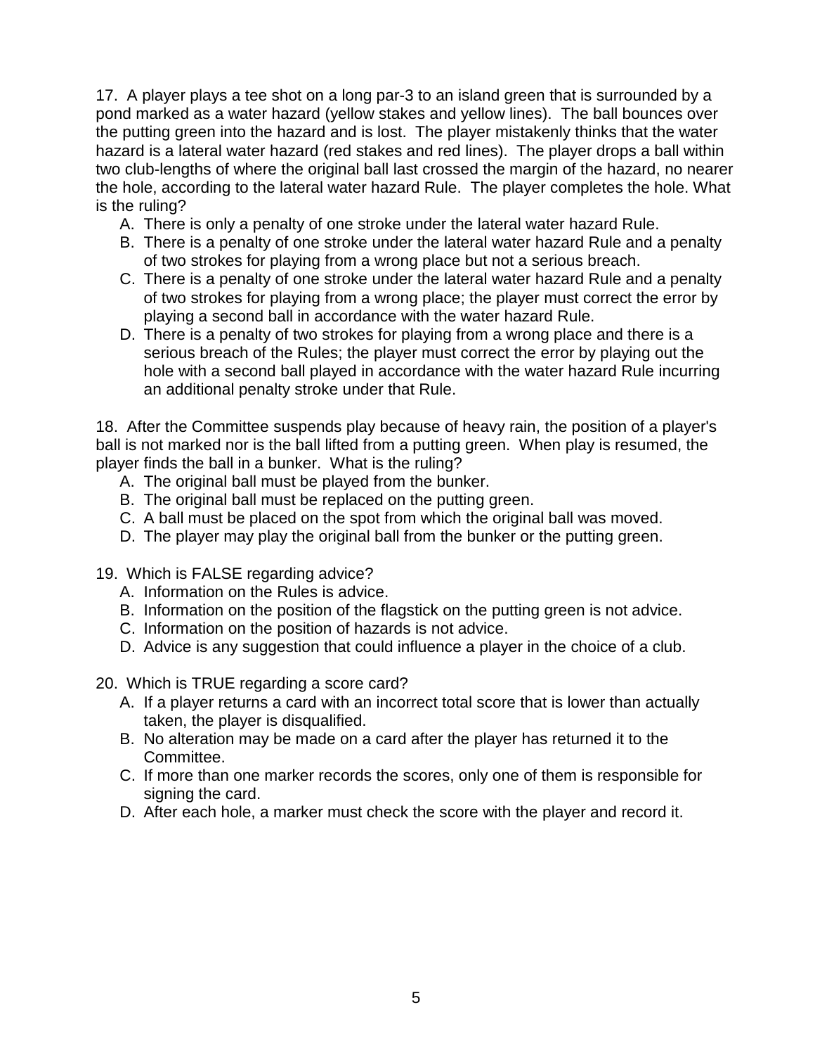17. A player plays a tee shot on a long par-3 to an island green that is surrounded by a pond marked as a water hazard (yellow stakes and yellow lines). The ball bounces over the putting green into the hazard and is lost. The player mistakenly thinks that the water hazard is a lateral water hazard (red stakes and red lines). The player drops a ball within two club-lengths of where the original ball last crossed the margin of the hazard, no nearer the hole, according to the lateral water hazard Rule. The player completes the hole. What is the ruling?

A. There is only a penalty of one stroke under the lateral water hazard Rule.
B. There is a penalty of one stroke under the lateral water hazard Rule and a penalty of two strokes for playing from a wrong place but not a serious breach.
C. There is a penalty of one stroke under the lateral water hazard Rule and a penalty of two strokes for playing from a wrong place; the player must correct the error by playing a second ball in accordance with the water hazard Rule.
D. There is a penalty of two strokes for playing from a wrong place and there is a serious breach of the Rules; the player must correct the error by playing out the hole with a second ball played in accordance with the water hazard Rule incurring an additional penalty stroke under that Rule.

18. After the Committee suspends play because of heavy rain, the position of a player's ball is not marked nor is the ball lifted from a putting green. When play is resumed, the player finds the ball in a bunker. What is the ruling?

A. The original ball must be played from the bunker.
B. The original ball must be replaced on the putting green.
C. A ball must be placed on the spot from which the original ball was moved.
D. The player may play the original ball from the bunker or the putting green.

19. Which is FALSE regarding advice?

A. Information on the Rules is advice.
B. Information on the position of the flagstick on the putting green is not advice.
C. Information on the position of hazards is not advice.
D. Advice is any suggestion that could influence a player in the choice of a club.

20. Which is TRUE regarding a score card?

A. If a player returns a card with an incorrect total score that is lower than actually taken, the player is disqualified.
B. No alteration may be made on a card after the player has returned it to the Committee.
C. If more than one marker records the scores, only one of them is responsible for signing the card.
D. After each hole, a marker must check the score with the player and record it.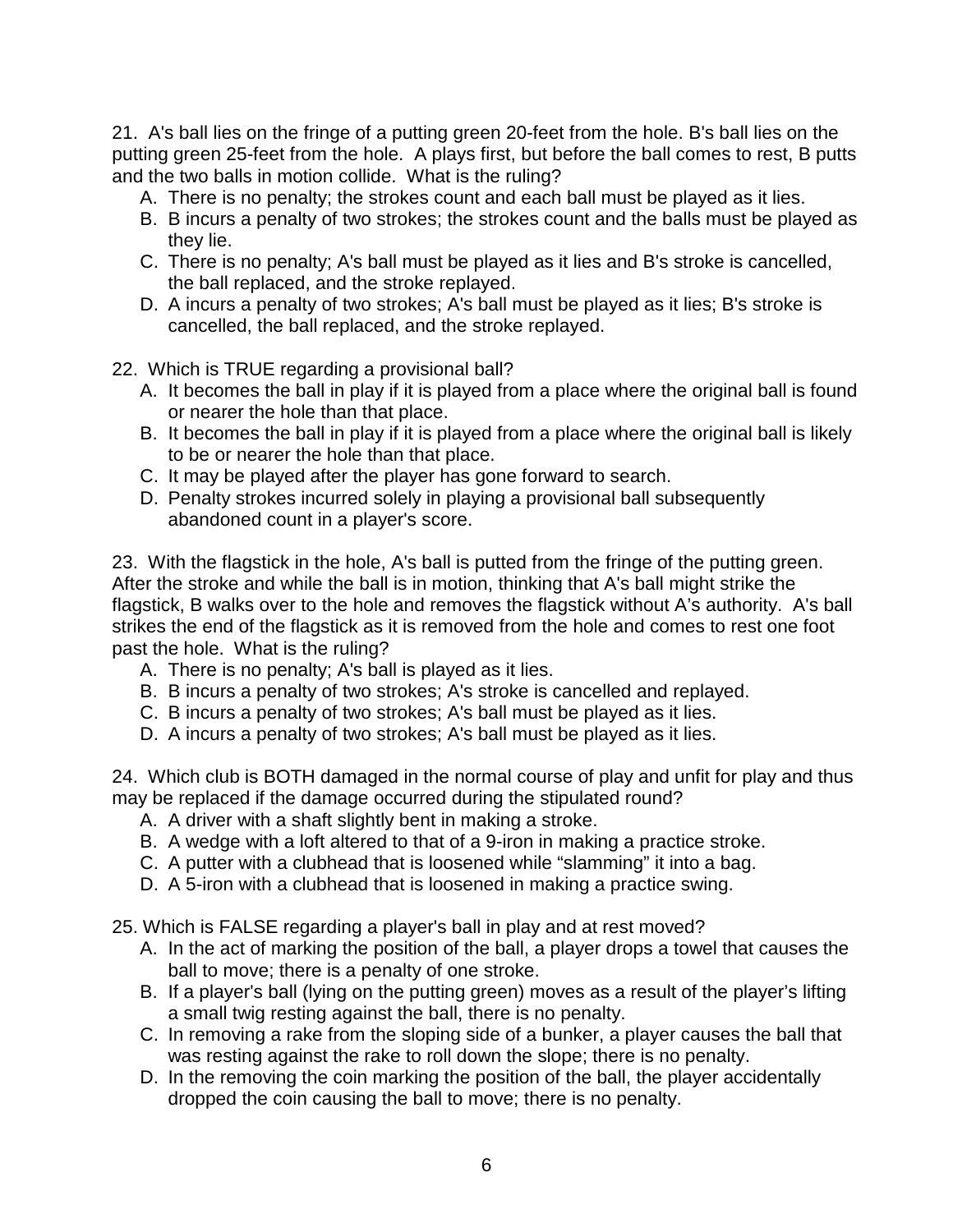21. A's ball lies on the fringe of a putting green 20-feet from the hole. B's ball lies on the putting green 25-feet from the hole. A plays first, but before the ball comes to rest, B putts and the two balls in motion collide. What is the ruling?

   A. There is no penalty; the strokes count and each ball must be played as it lies.
   B. B incurs a penalty of two strokes; the strokes count and the balls must be played as they lie.
   C. There is no penalty; A's ball must be played as it lies and B's stroke is cancelled, the ball replaced, and the stroke replayed.
   D. A incurs a penalty of two strokes; A's ball must be played as it lies; B's stroke is cancelled, the ball replaced, and the stroke replayed.

22. Which is TRUE regarding a provisional ball?

   A. It becomes the ball in play if it is played from a place where the original ball is found or nearer the hole than that place.
   B. It becomes the ball in play if it is played from a place where the original ball is likely to be or nearer the hole than that place.
   C. It may be played after the player has gone forward to search.
   D. Penalty strokes incurred solely in playing a provisional ball subsequently abandoned count in a player's score.

23. With the flagstick in the hole, A's ball is putted from the fringe of the putting green. After the stroke and while the ball is in motion, thinking that A's ball might strike the flagstick, B walks over to the hole and removes the flagstick without A's authority. A's ball strikes the end of the flagstick as it is removed from the hole and comes to rest one foot past the hole. What is the ruling?

   A. There is no penalty; A's ball is played as it lies.
   B. B incurs a penalty of two strokes; A's stroke is cancelled and replayed.
   C. B incurs a penalty of two strokes; A's ball must be played as it lies.
   D. A incurs a penalty of two strokes; A's ball must be played as it lies.

24. Which club is BOTH damaged in the normal course of play and unfit for play and thus may be replaced if the damage occurred during the stipulated round?

   A. A driver with a shaft slightly bent in making a stroke.
   B. A wedge with a loft altered to that of a 9-iron in making a practice stroke.
   C. A putter with a clubhead that is loosened while "slamming" it into a bag.
   D. A 5-iron with a clubhead that is loosened in making a practice swing.

25. Which is FALSE regarding a player's ball in play and at rest moved?

   A. In the act of marking the position of the ball, a player drops a towel that causes the ball to move; there is a penalty of one stroke.
   B. If a player's ball (lying on the putting green) moves as a result of the player's lifting a small twig resting against the ball, there is no penalty.
   C. In removing a rake from the sloping side of a bunker, a player causes the ball that was resting against the rake to roll down the slope; there is no penalty.
   D. In the removing the coin marking the position of the ball, the player accidentally dropped the coin causing the ball to move; there is no penalty.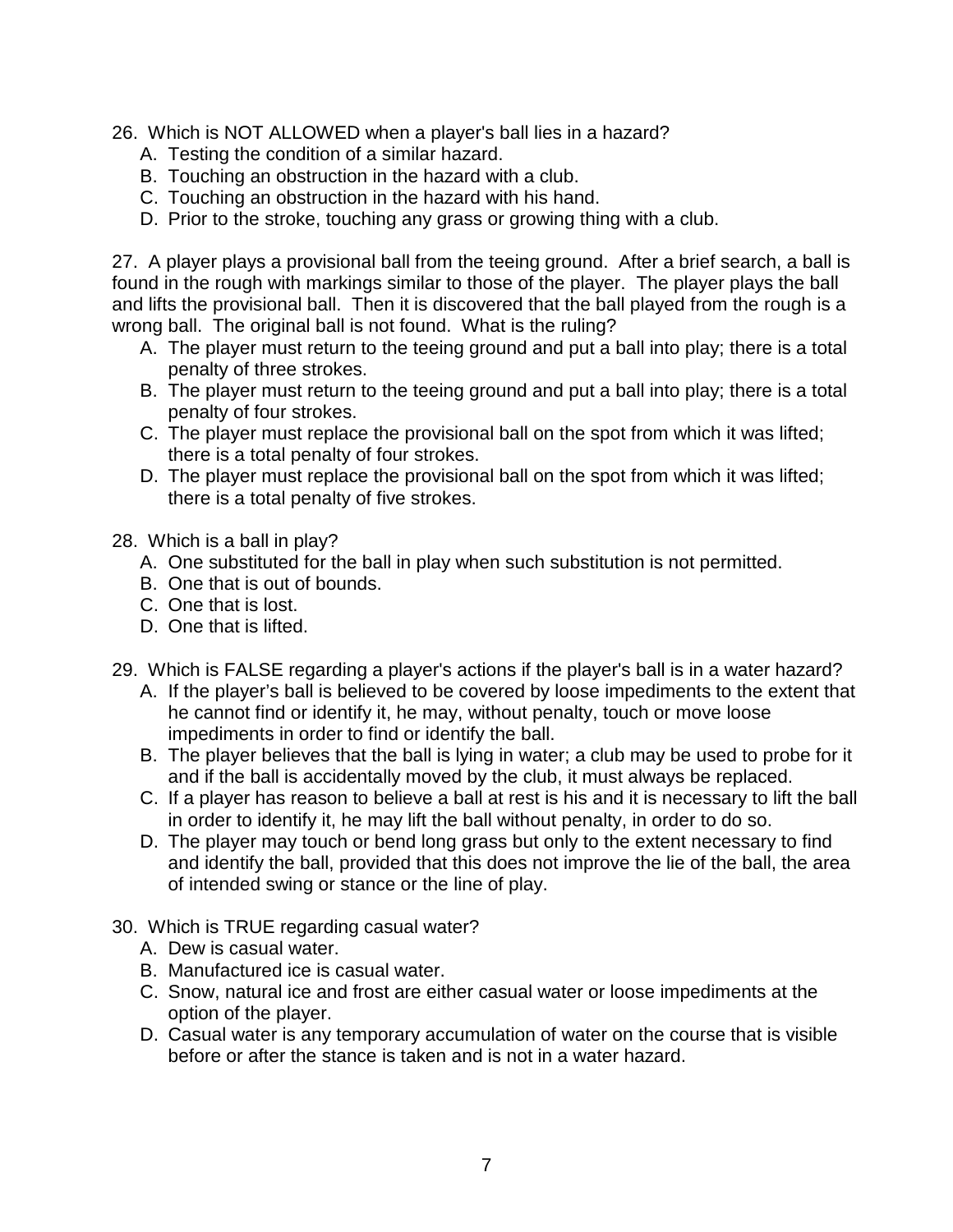26. Which is NOT ALLOWED when a player's ball lies in a hazard?
    A. Testing the condition of a similar hazard.
    B. Touching an obstruction in the hazard with a club.
    C. Touching an obstruction in the hazard with his hand.
    D. Prior to the stroke, touching any grass or growing thing with a club.

27. A player plays a provisional ball from the teeing ground. After a brief search, a ball is found in the rough with markings similar to those of the player. The player plays the ball and lifts the provisional ball. Then it is discovered that the ball played from the rough is a wrong ball. The original ball is not found. What is the ruling?
    A. The player must return to the teeing ground and put a ball into play; there is a total penalty of three strokes.
    B. The player must return to the teeing ground and put a ball into play; there is a total penalty of four strokes.
    C. The player must replace the provisional ball on the spot from which it was lifted; there is a total penalty of four strokes.
    D. The player must replace the provisional ball on the spot from which it was lifted; there is a total penalty of five strokes.

28. Which is a ball in play?
    A. One substituted for the ball in play when such substitution is not permitted.
    B. One that is out of bounds.
    C. One that is lost.
    D. One that is lifted.

29. Which is FALSE regarding a player's actions if the player's ball is in a water hazard?
    A. If the player's ball is believed to be covered by loose impediments to the extent that he cannot find or identify it, he may, without penalty, touch or move loose impediments in order to find or identify the ball.
    B. The player believes that the ball is lying in water; a club may be used to probe for it and if the ball is accidentally moved by the club, it must always be replaced.
    C. If a player has reason to believe a ball at rest is his and it is necessary to lift the ball in order to identify it, he may lift the ball without penalty, in order to do so.
    D. The player may touch or bend long grass but only to the extent necessary to find and identify the ball, provided that this does not improve the lie of the ball, the area of intended swing or stance or the line of play.

30. Which is TRUE regarding casual water?
    A. Dew is casual water.
    B. Manufactured ice is casual water.
    C. Snow, natural ice and frost are either casual water or loose impediments at the option of the player.
    D. Casual water is any temporary accumulation of water on the course that is visible before or after the stance is taken and is not in a water hazard.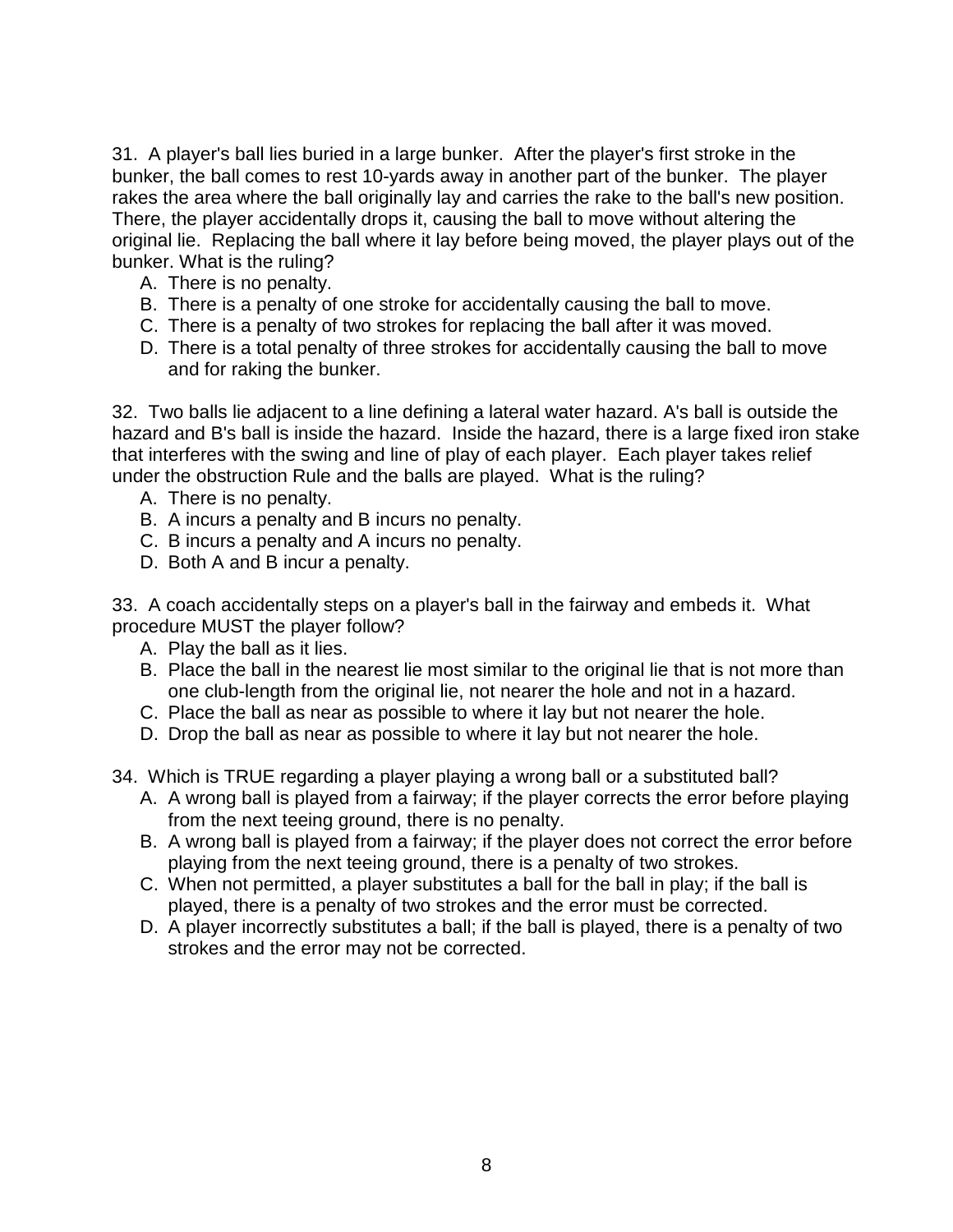31. A player's ball lies buried in a large bunker. After the player's first stroke in the bunker, the ball comes to rest 10-yards away in another part of the bunker. The player rakes the area where the ball originally lay and carries the rake to the ball's new position. There, the player accidentally drops it, causing the ball to move without altering the original lie. Replacing the ball where it lay before being moved, the player plays out of the bunker. What is the ruling?

   A. There is no penalty.
   B. There is a penalty of one stroke for accidentally causing the ball to move.
   C. There is a penalty of two strokes for replacing the ball after it was moved.
   D. There is a total penalty of three strokes for accidentally causing the ball to move and for raking the bunker.

32. Two balls lie adjacent to a line defining a lateral water hazard. A's ball is outside the hazard and B's ball is inside the hazard. Inside the hazard, there is a large fixed iron stake that interferes with the swing and line of play of each player. Each player takes relief under the obstruction Rule and the balls are played. What is the ruling?

   A. There is no penalty.
   B. A incurs a penalty and B incurs no penalty.
   C. B incurs a penalty and A incurs no penalty.
   D. Both A and B incur a penalty.

33. A coach accidentally steps on a player's ball in the fairway and embeds it. What procedure MUST the player follow?

   A. Play the ball as it lies.
   B. Place the ball in the nearest lie most similar to the original lie that is not more than one club-length from the original lie, not nearer the hole and not in a hazard.
   C. Place the ball as near as possible to where it lay but not nearer the hole.
   D. Drop the ball as near as possible to where it lay but not nearer the hole.

34. Which is TRUE regarding a player playing a wrong ball or a substituted ball?

   A. A wrong ball is played from a fairway; if the player corrects the error before playing from the next teeing ground, there is no penalty.
   B. A wrong ball is played from a fairway; if the player does not correct the error before playing from the next teeing ground, there is a penalty of two strokes.
   C. When not permitted, a player substitutes a ball for the ball in play; if the ball is played, there is a penalty of two strokes and the error must be corrected.
   D. A player incorrectly substitutes a ball; if the ball is played, there is a penalty of two strokes and the error may not be corrected.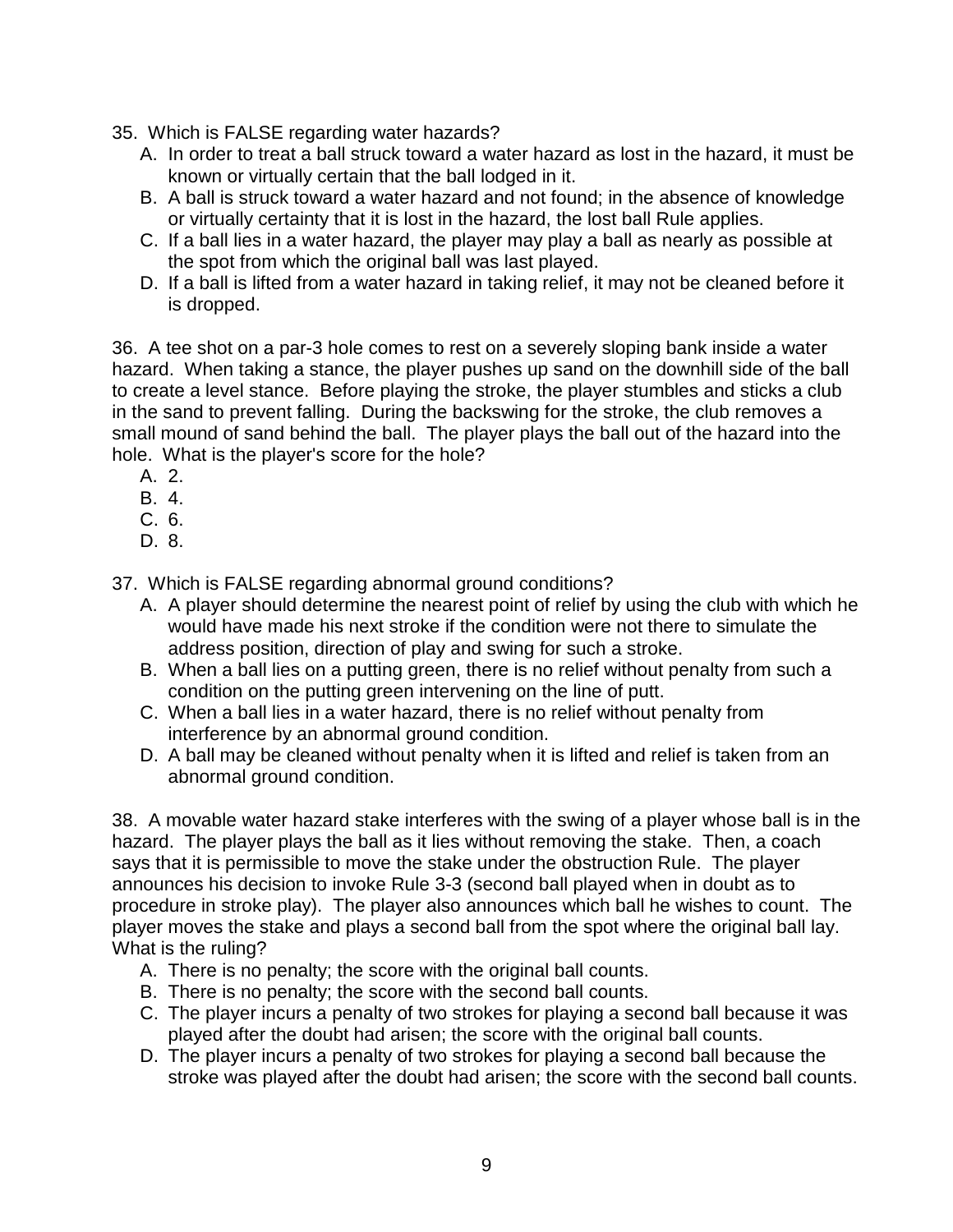35. Which is FALSE regarding water hazards?
   A. In order to treat a ball struck toward a water hazard as lost in the hazard, it must be known or virtually certain that the ball lodged in it.
   B. A ball is struck toward a water hazard and not found; in the absence of knowledge or virtually certainty that it is lost in the hazard, the lost ball Rule applies.
   C. If a ball lies in a water hazard, the player may play a ball as nearly as possible at the spot from which the original ball was last played.
   D. If a ball is lifted from a water hazard in taking relief, it may not be cleaned before it is dropped.

36. A tee shot on a par-3 hole comes to rest on a severely sloping bank inside a water hazard. When taking a stance, the player pushes up sand on the downhill side of the ball to create a level stance. Before playing the stroke, the player stumbles and sticks a club in the sand to prevent falling. During the backswing for the stroke, the club removes a small mound of sand behind the ball. The player plays the ball out of the hazard into the hole. What is the player's score for the hole?
   A. 2.
   B. 4.
   C. 6.
   D. 8.

37. Which is FALSE regarding abnormal ground conditions?
   A. A player should determine the nearest point of relief by using the club with which he would have made his next stroke if the condition were not there to simulate the address position, direction of play and swing for such a stroke.
   B. When a ball lies on a putting green, there is no relief without penalty from such a condition on the putting green intervening on the line of putt.
   C. When a ball lies in a water hazard, there is no relief without penalty from interference by an abnormal ground condition.
   D. A ball may be cleaned without penalty when it is lifted and relief is taken from an abnormal ground condition.

38. A movable water hazard stake interferes with the swing of a player whose ball is in the hazard. The player plays the ball as it lies without removing the stake. Then, a coach says that it is permissible to move the stake under the obstruction Rule. The player announces his decision to invoke Rule 3-3 (second ball played when in doubt as to procedure in stroke play). The player also announces which ball he wishes to count. The player moves the stake and plays a second ball from the spot where the original ball lay. What is the ruling?
   A. There is no penalty; the score with the original ball counts.
   B. There is no penalty; the score with the second ball counts.
   C. The player incurs a penalty of two strokes for playing a second ball because it was played after the doubt had arisen; the score with the original ball counts.
   D. The player incurs a penalty of two strokes for playing a second ball because the stroke was played after the doubt had arisen; the score with the second ball counts.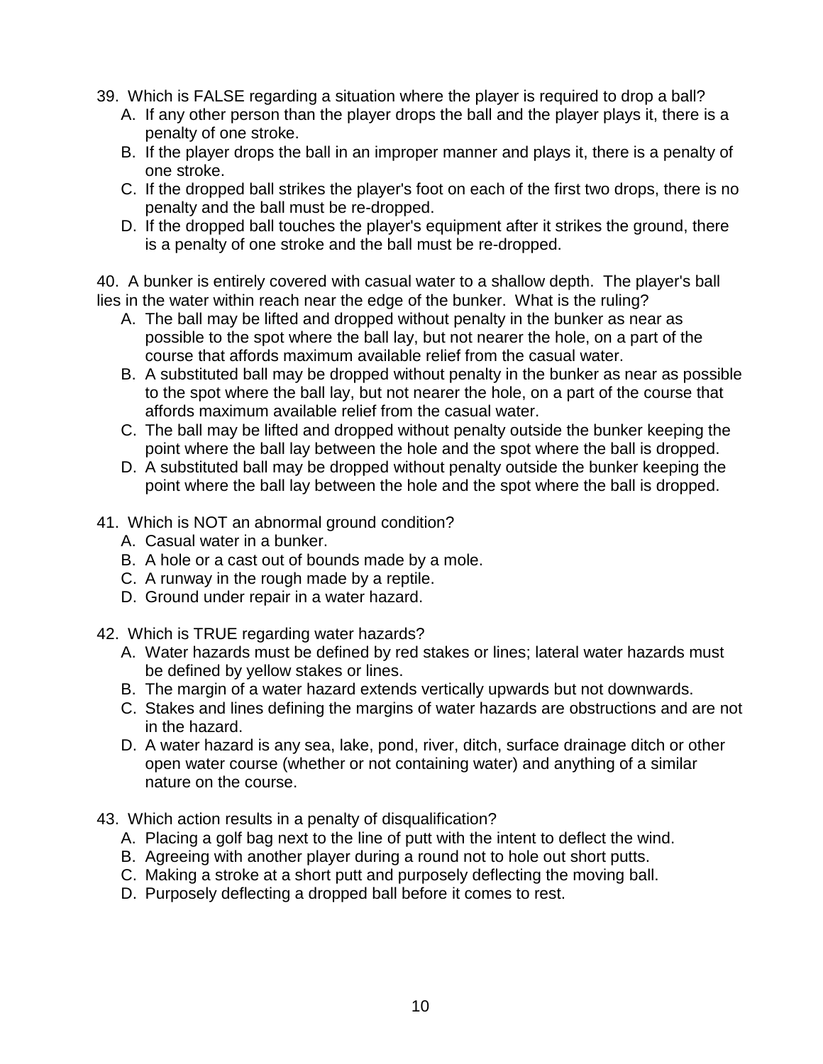39. Which is FALSE regarding a situation where the player is required to drop a ball?
    A. If any other person than the player drops the ball and the player plays it, there is a penalty of one stroke.
    B. If the player drops the ball in an improper manner and plays it, there is a penalty of one stroke.
    C. If the dropped ball strikes the player's foot on each of the first two drops, there is no penalty and the ball must be re-dropped.
    D. If the dropped ball touches the player's equipment after it strikes the ground, there is a penalty of one stroke and the ball must be re-dropped.

40. A bunker is entirely covered with casual water to a shallow depth. The player's ball lies in the water within reach near the edge of the bunker. What is the ruling?
    A. The ball may be lifted and dropped without penalty in the bunker as near as possible to the spot where the ball lay, but not nearer the hole, on a part of the course that affords maximum available relief from the casual water.
    B. A substituted ball may be dropped without penalty in the bunker as near as possible to the spot where the ball lay, but not nearer the hole, on a part of the course that affords maximum available relief from the casual water.
    C. The ball may be lifted and dropped without penalty outside the bunker keeping the point where the ball lay between the hole and the spot where the ball is dropped.
    D. A substituted ball may be dropped without penalty outside the bunker keeping the point where the ball lay between the hole and the spot where the ball is dropped.

41. Which is NOT an abnormal ground condition?
    A. Casual water in a bunker.
    B. A hole or a cast out of bounds made by a mole.
    C. A runway in the rough made by a reptile.
    D. Ground under repair in a water hazard.

42. Which is TRUE regarding water hazards?
    A. Water hazards must be defined by red stakes or lines; lateral water hazards must be defined by yellow stakes or lines.
    B. The margin of a water hazard extends vertically upwards but not downwards.
    C. Stakes and lines defining the margins of water hazards are obstructions and are not in the hazard.
    D. A water hazard is any sea, lake, pond, river, ditch, surface drainage ditch or other open water course (whether or not containing water) and anything of a similar nature on the course.

43. Which action results in a penalty of disqualification?
    A. Placing a golf bag next to the line of putt with the intent to deflect the wind.
    B. Agreeing with another player during a round not to hole out short putts.
    C. Making a stroke at a short putt and purposely deflecting the moving ball.
    D. Purposely deflecting a dropped ball before it comes to rest.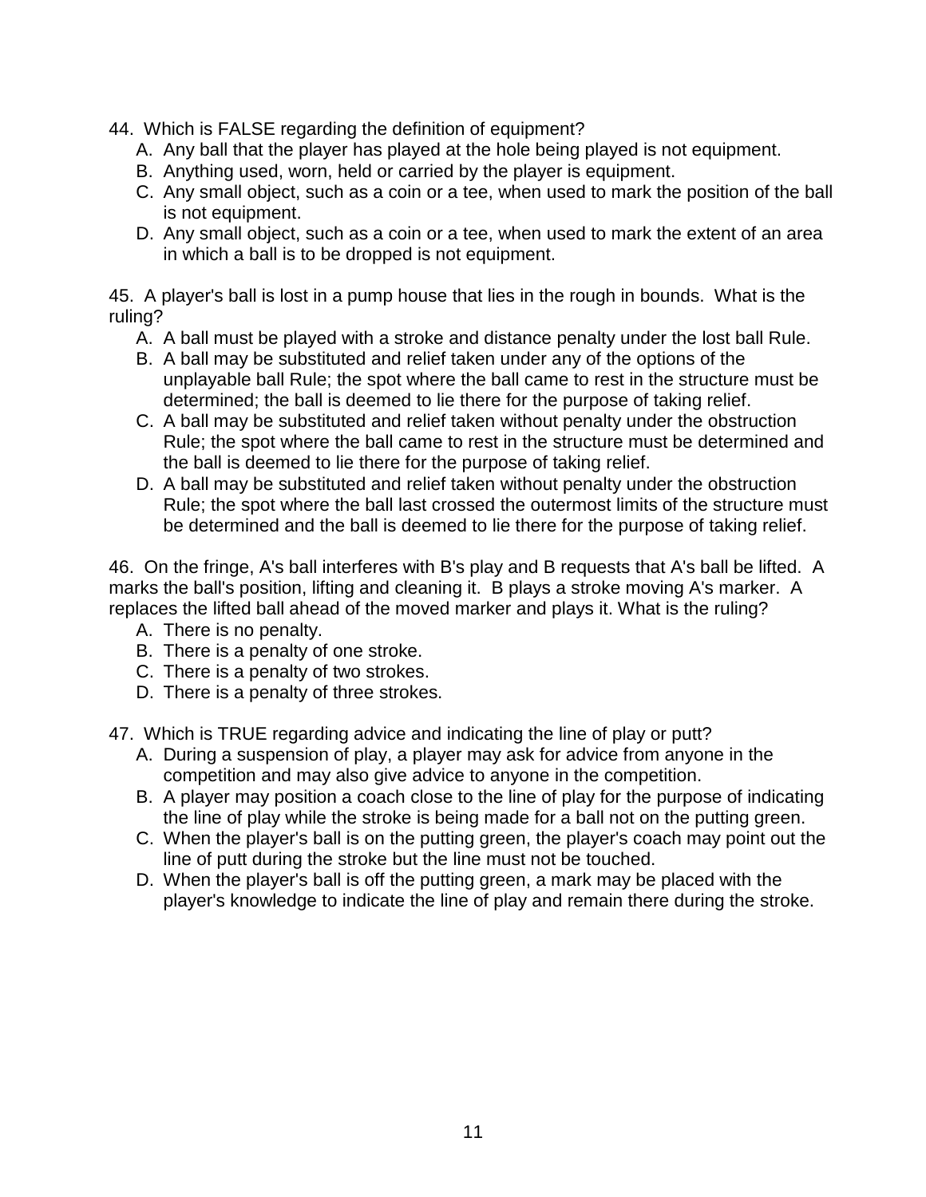44. Which is FALSE regarding the definition of equipment?

A. Any ball that the player has played at the hole being played is not equipment.
B. Anything used, worn, held or carried by the player is equipment.
C. Any small object, such as a coin or a tee, when used to mark the position of the ball is not equipment.
D. Any small object, such as a coin or a tee, when used to mark the extent of an area in which a ball is to be dropped is not equipment.

45. A player's ball is lost in a pump house that lies in the rough in bounds. What is the ruling?

A. A ball must be played with a stroke and distance penalty under the lost ball Rule.
B. A ball may be substituted and relief taken under any of the options of the unplayable ball Rule; the spot where the ball came to rest in the structure must be determined; the ball is deemed to lie there for the purpose of taking relief.
C. A ball may be substituted and relief taken without penalty under the obstruction Rule; the spot where the ball came to rest in the structure must be determined and the ball is deemed to lie there for the purpose of taking relief.
D. A ball may be substituted and relief taken without penalty under the obstruction Rule; the spot where the ball last crossed the outermost limits of the structure must be determined and the ball is deemed to lie there for the purpose of taking relief.

46. On the fringe, A's ball interferes with B's play and B requests that A's ball be lifted. A marks the ball's position, lifting and cleaning it. B plays a stroke moving A's marker. A replaces the lifted ball ahead of the moved marker and plays it. What is the ruling?

A. There is no penalty.
B. There is a penalty of one stroke.
C. There is a penalty of two strokes.
D. There is a penalty of three strokes.

47. Which is TRUE regarding advice and indicating the line of play or putt?

A. During a suspension of play, a player may ask for advice from anyone in the competition and may also give advice to anyone in the competition.
B. A player may position a coach close to the line of play for the purpose of indicating the line of play while the stroke is being made for a ball not on the putting green.
C. When the player's ball is on the putting green, the player's coach may point out the line of putt during the stroke but the line must not be touched.
D. When the player's ball is off the putting green, a mark may be placed with the player's knowledge to indicate the line of play and remain there during the stroke.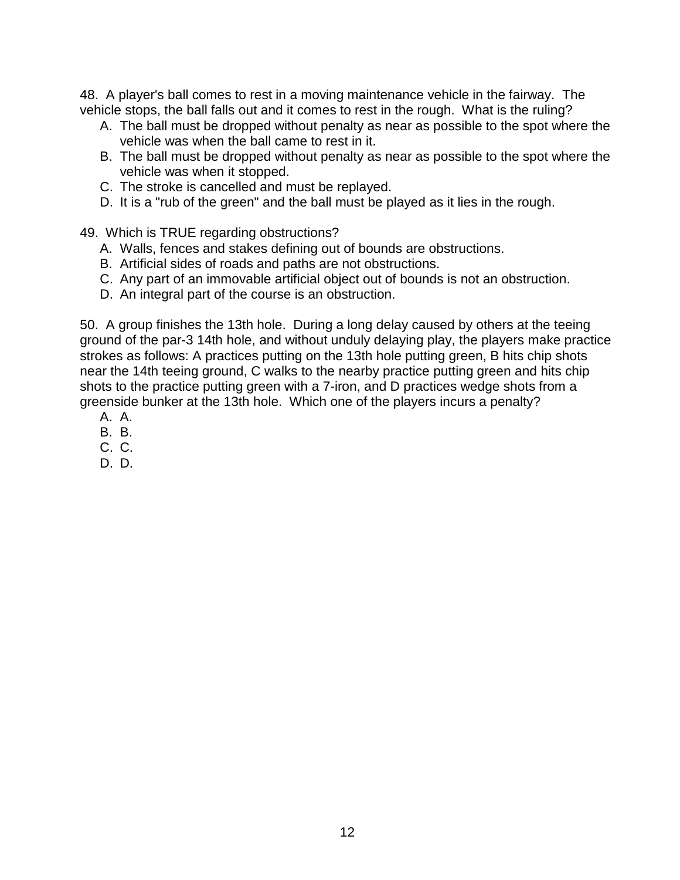48. A player's ball comes to rest in a moving maintenance vehicle in the fairway. The vehicle stops, the ball falls out and it comes to rest in the rough. What is the ruling?

A. The ball must be dropped without penalty as near as possible to the spot where the vehicle was when the ball came to rest in it.
B. The ball must be dropped without penalty as near as possible to the spot where the vehicle was when it stopped.
C. The stroke is cancelled and must be replayed.
D. It is a "rub of the green" and the ball must be played as it lies in the rough.

49. Which is TRUE regarding obstructions?

A. Walls, fences and stakes defining out of bounds are obstructions.
B. Artificial sides of roads and paths are not obstructions.
C. Any part of an immovable artificial object out of bounds is not an obstruction.
D. An integral part of the course is an obstruction.

50. A group finishes the 13th hole. During a long delay caused by others at the teeing ground of the par-3 14th hole, and without unduly delaying play, the players make practice strokes as follows: A practices putting on the 13th hole putting green, B hits chip shots near the 14th teeing ground, C walks to the nearby practice putting green and hits chip shots to the practice putting green with a 7-iron, and D practices wedge shots from a greenside bunker at the 13th hole. Which one of the players incurs a penalty?

A. A.
B. B.
C. C.
D. D.